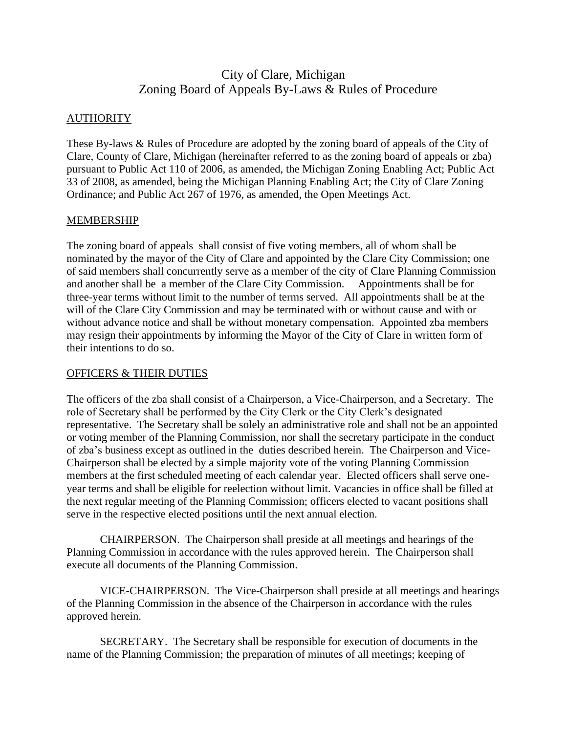# City of Clare, Michigan
## Zoning Board of Appeals By-Laws & Rules of Procedure

<u>AUTHORITY</u>

These By-laws & Rules of Procedure are adopted by the zoning board of appeals of the City of Clare, County of Clare, Michigan (hereinafter referred to as the zoning board of appeals or zba) pursuant to Public Act 110 of 2006, as amended, the Michigan Zoning Enabling Act; Public Act 33 of 2008, as amended, being the Michigan Planning Enabling Act; the City of Clare Zoning Ordinance; and Public Act 267 of 1976, as amended, the Open Meetings Act.

<u>MEMBERSHIP</u>

The zoning board of appeals shall consist of five voting members, all of whom shall be nominated by the mayor of the City of Clare and appointed by the Clare City Commission; one of said members shall concurrently serve as a member of the city of Clare Planning Commission and another shall be a member of the Clare City Commission. Appointments shall be for three-year terms without limit to the number of terms served. All appointments shall be at the will of the Clare City Commission and may be terminated with or without cause and with or without advance notice and shall be without monetary compensation. Appointed zba members may resign their appointments by informing the Mayor of the City of Clare in written form of their intentions to do so.

<u>OFFICERS & THEIR DUTIES</u>

The officers of the zba shall consist of a Chairperson, a Vice-Chairperson, and a Secretary. The role of Secretary shall be performed by the City Clerk or the City Clerk's designated representative. The Secretary shall be solely an administrative role and shall not be an appointed or voting member of the Planning Commission, nor shall the secretary participate in the conduct of zba's business except as outlined in the duties described herein. The Chairperson and Vice-Chairperson shall be elected by a simple majority vote of the voting Planning Commission members at the first scheduled meeting of each calendar year. Elected officers shall serve one-year terms and shall be eligible for reelection without limit. Vacancies in office shall be filled at the next regular meeting of the Planning Commission; officers elected to vacant positions shall serve in the respective elected positions until the next annual election.

CHAIRPERSON. The Chairperson shall preside at all meetings and hearings of the Planning Commission in accordance with the rules approved herein. The Chairperson shall execute all documents of the Planning Commission.

VICE-CHAIRPERSON. The Vice-Chairperson shall preside at all meetings and hearings of the Planning Commission in the absence of the Chairperson in accordance with the rules approved herein.

SECRETARY. The Secretary shall be responsible for execution of documents in the name of the Planning Commission; the preparation of minutes of all meetings; keeping of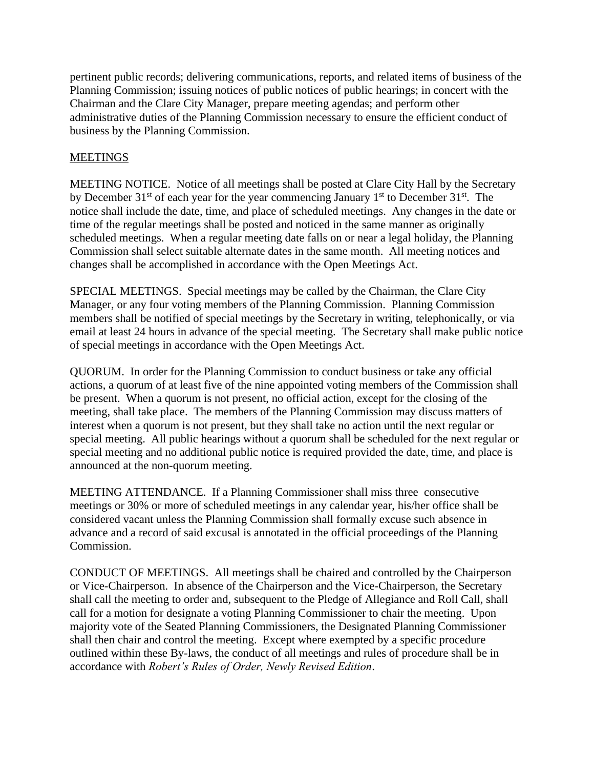pertinent public records; delivering communications, reports, and related items of business of the Planning Commission; issuing notices of public notices of public hearings; in concert with the Chairman and the Clare City Manager, prepare meeting agendas; and perform other administrative duties of the Planning Commission necessary to ensure the efficient conduct of business by the Planning Commission.

MEETINGS

MEETING NOTICE. Notice of all meetings shall be posted at Clare City Hall by the Secretary by December 31st of each year for the year commencing January 1st to December 31st. The notice shall include the date, time, and place of scheduled meetings. Any changes in the date or time of the regular meetings shall be posted and noticed in the same manner as originally scheduled meetings. When a regular meeting date falls on or near a legal holiday, the Planning Commission shall select suitable alternate dates in the same month. All meeting notices and changes shall be accomplished in accordance with the Open Meetings Act.

SPECIAL MEETINGS. Special meetings may be called by the Chairman, the Clare City Manager, or any four voting members of the Planning Commission. Planning Commission members shall be notified of special meetings by the Secretary in writing, telephonically, or via email at least 24 hours in advance of the special meeting. The Secretary shall make public notice of special meetings in accordance with the Open Meetings Act.

QUORUM. In order for the Planning Commission to conduct business or take any official actions, a quorum of at least five of the nine appointed voting members of the Commission shall be present. When a quorum is not present, no official action, except for the closing of the meeting, shall take place. The members of the Planning Commission may discuss matters of interest when a quorum is not present, but they shall take no action until the next regular or special meeting. All public hearings without a quorum shall be scheduled for the next regular or special meeting and no additional public notice is required provided the date, time, and place is announced at the non-quorum meeting.

MEETING ATTENDANCE. If a Planning Commissioner shall miss three consecutive meetings or 30% or more of scheduled meetings in any calendar year, his/her office shall be considered vacant unless the Planning Commission shall formally excuse such absence in advance and a record of said excusal is annotated in the official proceedings of the Planning Commission.

CONDUCT OF MEETINGS. All meetings shall be chaired and controlled by the Chairperson or Vice-Chairperson. In absence of the Chairperson and the Vice-Chairperson, the Secretary shall call the meeting to order and, subsequent to the Pledge of Allegiance and Roll Call, shall call for a motion for designate a voting Planning Commissioner to chair the meeting. Upon majority vote of the Seated Planning Commissioners, the Designated Planning Commissioner shall then chair and control the meeting. Except where exempted by a specific procedure outlined within these By-laws, the conduct of all meetings and rules of procedure shall be in accordance with *Robert's Rules of Order, Newly Revised Edition*.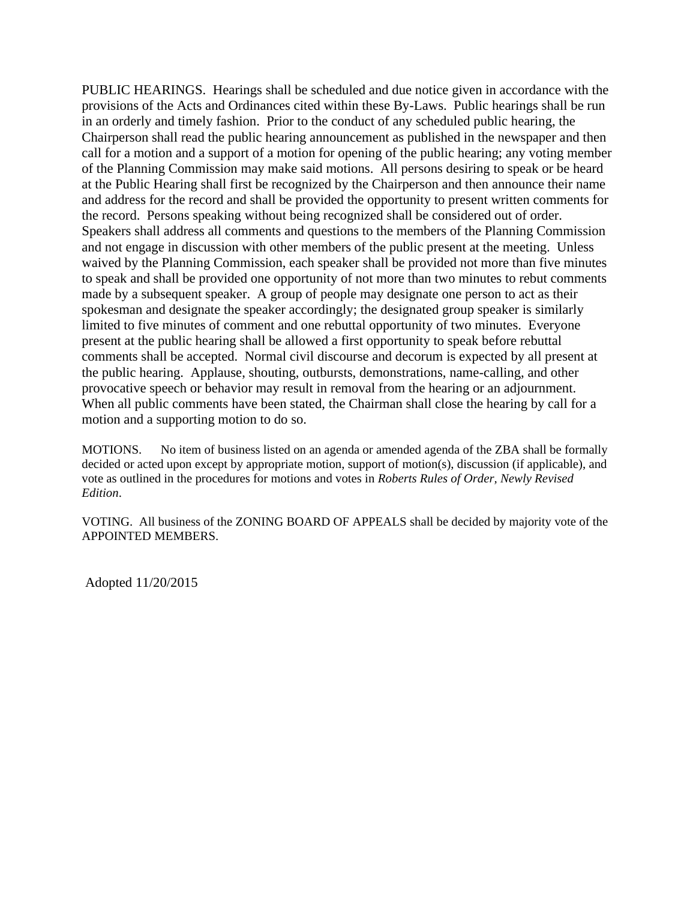PUBLIC HEARINGS. Hearings shall be scheduled and due notice given in accordance with the provisions of the Acts and Ordinances cited within these By-Laws. Public hearings shall be run in an orderly and timely fashion. Prior to the conduct of any scheduled public hearing, the Chairperson shall read the public hearing announcement as published in the newspaper and then call for a motion and a support of a motion for opening of the public hearing; any voting member of the Planning Commission may make said motions. All persons desiring to speak or be heard at the Public Hearing shall first be recognized by the Chairperson and then announce their name and address for the record and shall be provided the opportunity to present written comments for the record. Persons speaking without being recognized shall be considered out of order. Speakers shall address all comments and questions to the members of the Planning Commission and not engage in discussion with other members of the public present at the meeting. Unless waived by the Planning Commission, each speaker shall be provided not more than five minutes to speak and shall be provided one opportunity of not more than two minutes to rebut comments made by a subsequent speaker. A group of people may designate one person to act as their spokesman and designate the speaker accordingly; the designated group speaker is similarly limited to five minutes of comment and one rebuttal opportunity of two minutes. Everyone present at the public hearing shall be allowed a first opportunity to speak before rebuttal comments shall be accepted. Normal civil discourse and decorum is expected by all present at the public hearing. Applause, shouting, outbursts, demonstrations, name-calling, and other provocative speech or behavior may result in removal from the hearing or an adjournment. When all public comments have been stated, the Chairman shall close the hearing by call for a motion and a supporting motion to do so.

MOTIONS. No item of business listed on an agenda or amended agenda of the ZBA shall be formally decided or acted upon except by appropriate motion, support of motion(s), discussion (if applicable), and vote as outlined in the procedures for motions and votes in *Roberts Rules of Order, Newly Revised Edition*.

VOTING. All business of the ZONING BOARD OF APPEALS shall be decided by majority vote of the APPOINTED MEMBERS.

Adopted 11/20/2015